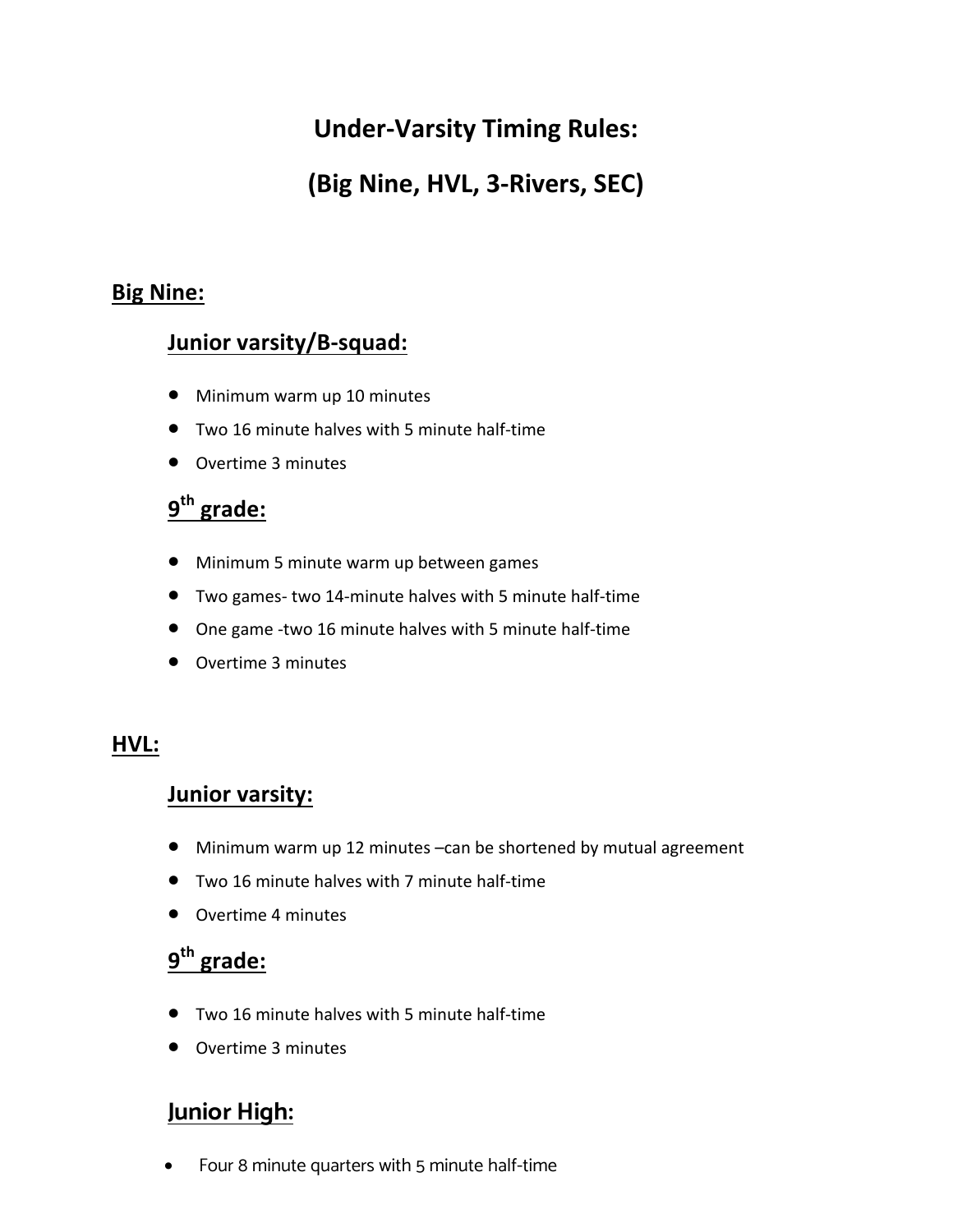# Under-Varsity Timing Rules:

# (Big Nine, HVL, 3-Rivers, SEC)

## Big Nine:

### Junior varsity/B-squad:

- Minimum warm up 10 minutes
- Two 16 minute halves with 5 minute half-time
- Overtime 3 minutes

### 9th grade:

- Minimum 5 minute warm up between games
- Two games- two 14-minute halves with 5 minute half-time
- One game -two 16 minute halves with 5 minute half-time
- Overtime 3 minutes

## HVL:

### Junior varsity:

- Minimum warm up 12 minutes –can be shortened by mutual agreement
- Two 16 minute halves with 7 minute half-time
- Overtime 4 minutes

### 9th grade:

- Two 16 minute halves with 5 minute half-time
- Overtime 3 minutes

### Junior High:

- Four 8 minute quarters with 5 minute half-time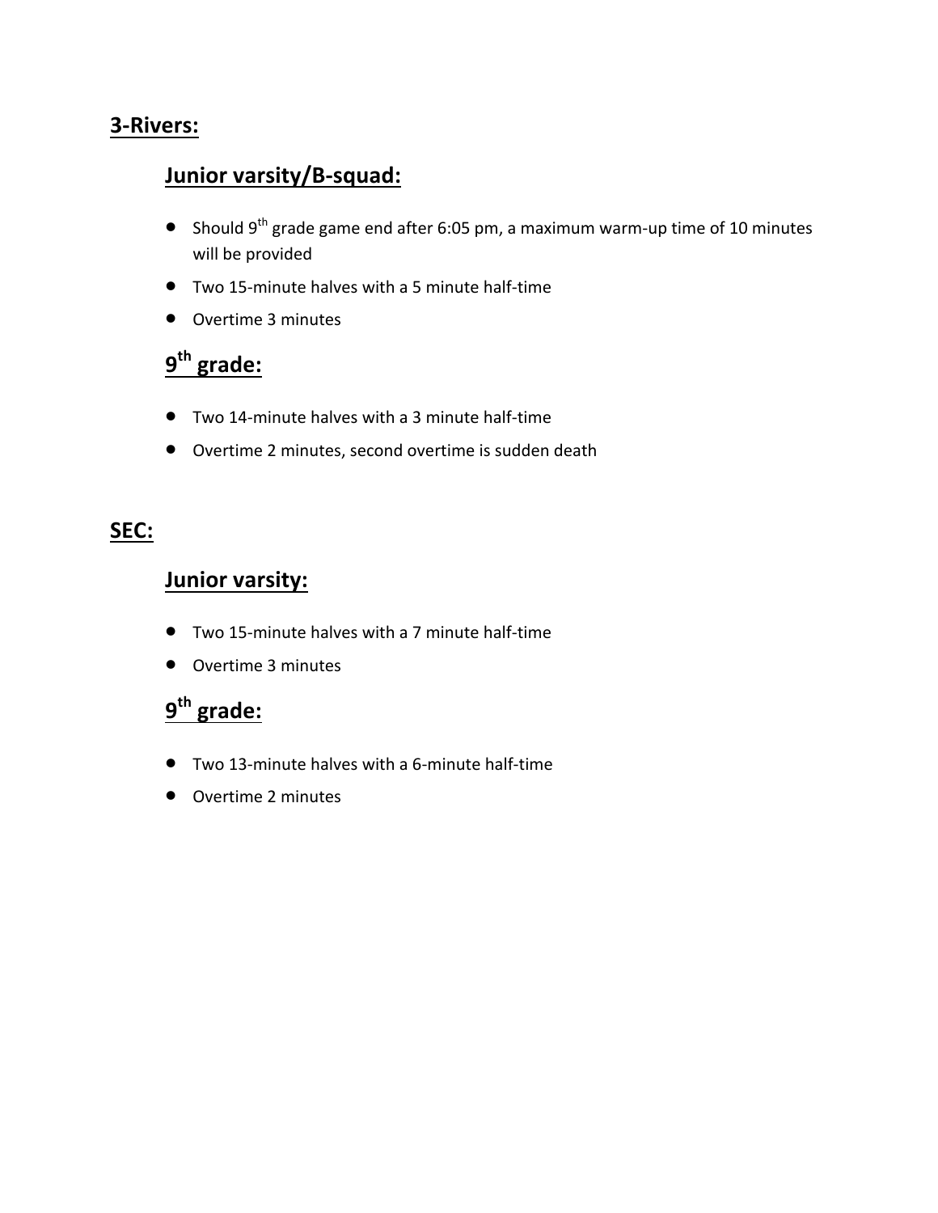## 3-Rivers:

### Junior varsity/B-squad:

- Should 9th grade game end after 6:05 pm, a maximum warm-up time of 10 minutes will be provided
- Two 15-minute halves with a 5 minute half-time
- Overtime 3 minutes

### 9th grade:

- Two 14-minute halves with a 3 minute half-time
- Overtime 2 minutes, second overtime is sudden death

## SEC:

### Junior varsity:

- Two 15-minute halves with a 7 minute half-time
- Overtime 3 minutes

### 9th grade:

- Two 13-minute halves with a 6-minute half-time
- Overtime 2 minutes